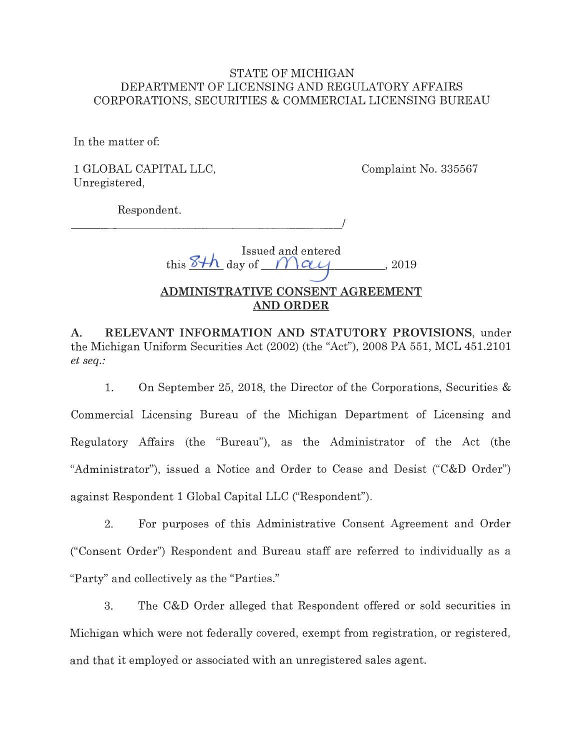STATE OF MICHIGAN
DEPARTMENT OF LICENSING AND REGULATORY AFFAIRS
CORPORATIONS, SECURITIES & COMMERCIAL LICENSING BUREAU

In the matter of:

1 GLOBAL CAPITAL LLC,
Unregistered,

Complaint No. 335567

Respondent.

_______________________________________________/

Issued and entered
this 8th day of May, 2019

**ADMINISTRATIVE CONSENT AGREEMENT AND ORDER**

**A. RELEVANT INFORMATION AND STATUTORY PROVISIONS**, under the Michigan Uniform Securities Act (2002) (the "Act"), 2008 PA 551, MCL 451.2101 *et seq.:*

1. On September 25, 2018, the Director of the Corporations, Securities & Commercial Licensing Bureau of the Michigan Department of Licensing and Regulatory Affairs (the "Bureau"), as the Administrator of the Act (the "Administrator"), issued a Notice and Order to Cease and Desist ("C&D Order") against Respondent 1 Global Capital LLC ("Respondent").

2. For purposes of this Administrative Consent Agreement and Order ("Consent Order") Respondent and Bureau staff are referred to individually as a "Party" and collectively as the "Parties."

3. The C&D Order alleged that Respondent offered or sold securities in Michigan which were not federally covered, exempt from registration, or registered, and that it employed or associated with an unregistered sales agent.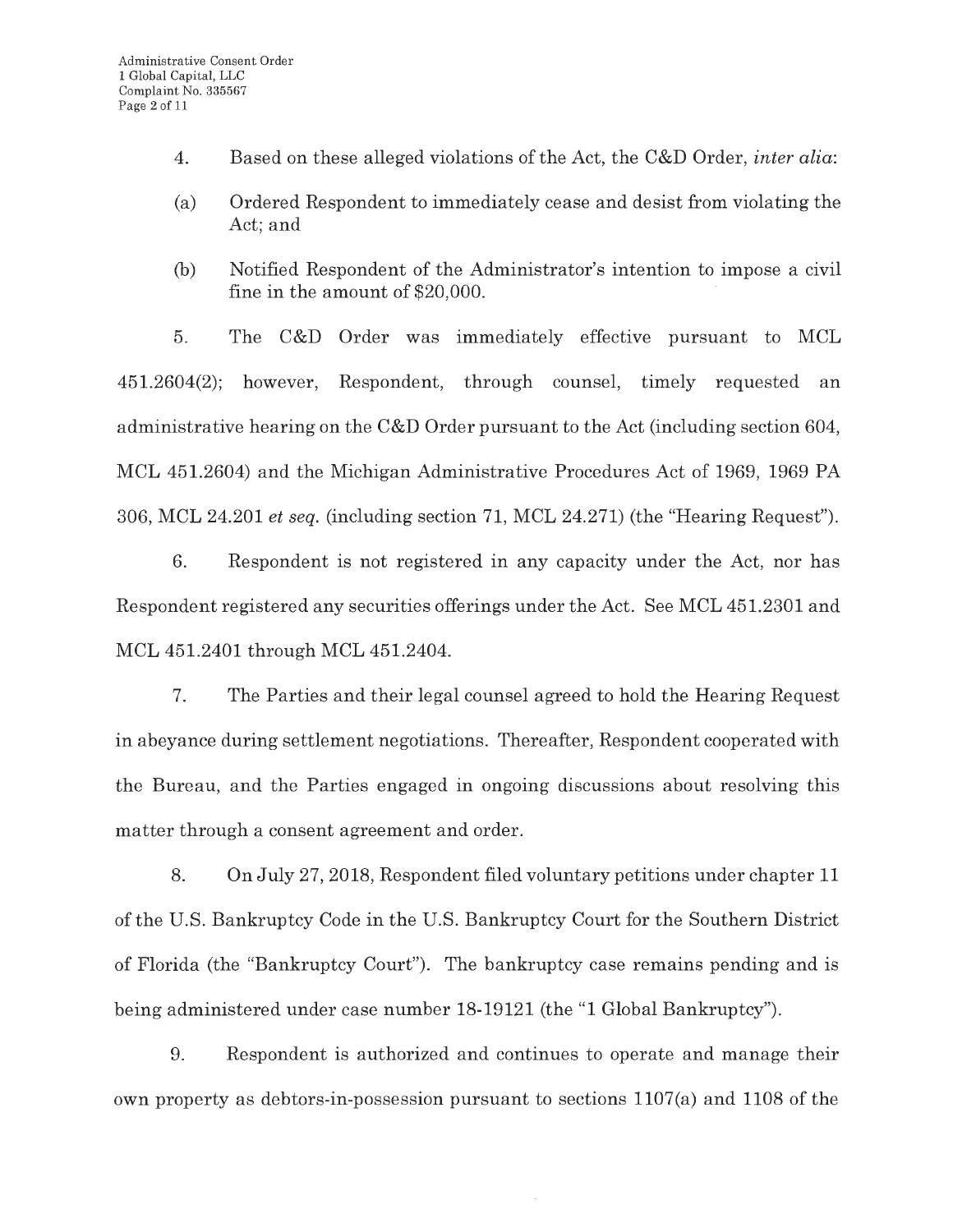4. Based on these alleged violations of the Act, the C&D Order, *inter alia*:

(a) Ordered Respondent to immediately cease and desist from violating the Act; and

(b) Notified Respondent of the Administrator's intention to impose a civil fine in the amount of $20,000.

5. The C&D Order was immediately effective pursuant to MCL 451.2604(2); however, Respondent, through counsel, timely requested an administrative hearing on the C&D Order pursuant to the Act (including section 604, MCL 451.2604) and the Michigan Administrative Procedures Act of 1969, 1969 PA 306, MCL 24.201 *et seq.* (including section 71, MCL 24.271) (the "Hearing Request").

6. Respondent is not registered in any capacity under the Act, nor has Respondent registered any securities offerings under the Act. See MCL 451.2301 and MCL 451.2401 through MCL 451.2404.

7. The Parties and their legal counsel agreed to hold the Hearing Request in abeyance during settlement negotiations. Thereafter, Respondent cooperated with the Bureau, and the Parties engaged in ongoing discussions about resolving this matter through a consent agreement and order.

8. On July 27, 2018, Respondent filed voluntary petitions under chapter 11 of the U.S. Bankruptcy Code in the U.S. Bankruptcy Court for the Southern District of Florida (the "Bankruptcy Court"). The bankruptcy case remains pending and is being administered under case number 18-19121 (the "1 Global Bankruptcy").

9. Respondent is authorized and continues to operate and manage their own property as debtors-in-possession pursuant to sections 1107(a) and 1108 of the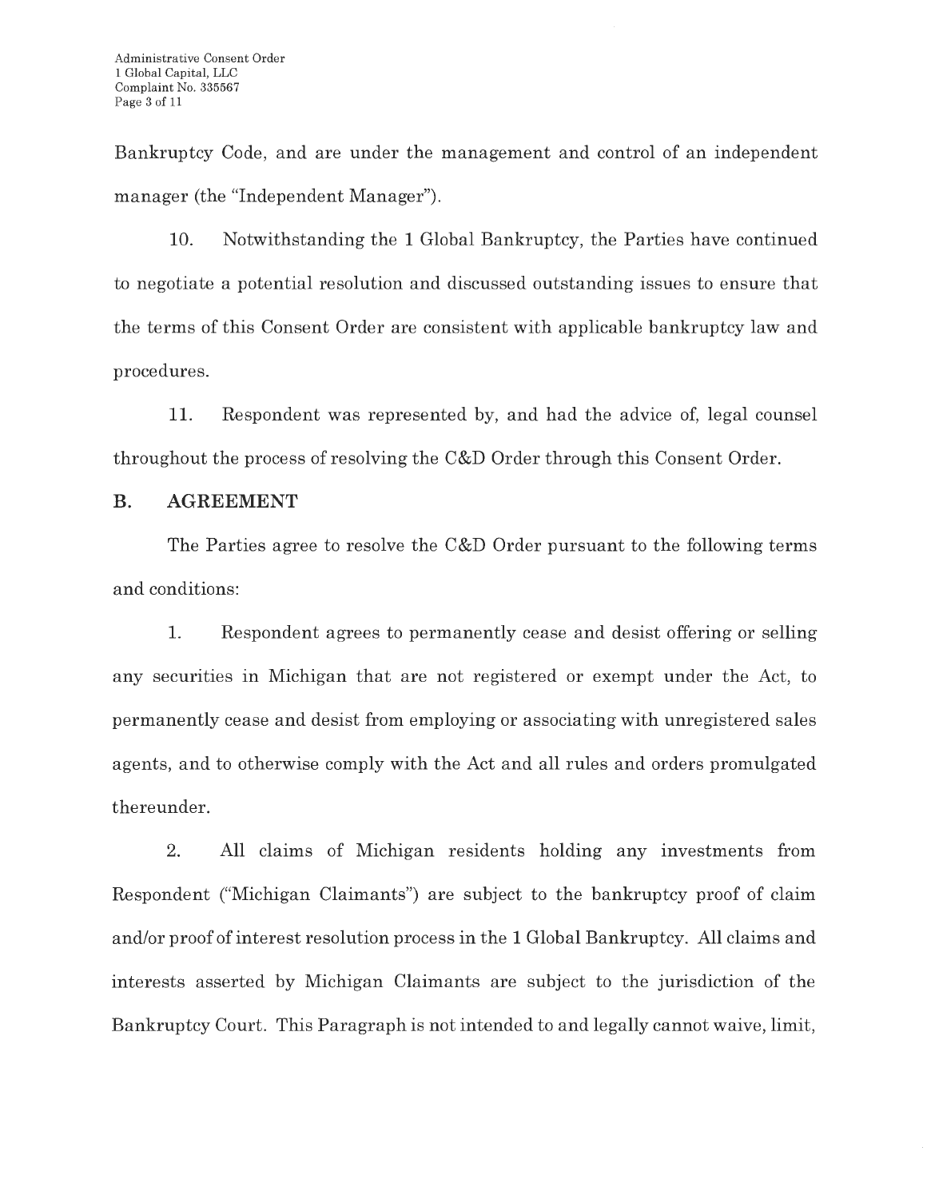Bankruptcy Code, and are under the management and control of an independent manager (the "Independent Manager").

10. Notwithstanding the 1 Global Bankruptcy, the Parties have continued to negotiate a potential resolution and discussed outstanding issues to ensure that the terms of this Consent Order are consistent with applicable bankruptcy law and procedures.

11. Respondent was represented by, and had the advice of, legal counsel throughout the process of resolving the C&D Order through this Consent Order.

## B. AGREEMENT

The Parties agree to resolve the C&D Order pursuant to the following terms and conditions:

1. Respondent agrees to permanently cease and desist offering or selling any securities in Michigan that are not registered or exempt under the Act, to permanently cease and desist from employing or associating with unregistered sales agents, and to otherwise comply with the Act and all rules and orders promulgated thereunder.

2. All claims of Michigan residents holding any investments from Respondent ("Michigan Claimants") are subject to the bankruptcy proof of claim and/or proof of interest resolution process in the 1 Global Bankruptcy. All claims and interests asserted by Michigan Claimants are subject to the jurisdiction of the Bankruptcy Court. This Paragraph is not intended to and legally cannot waive, limit,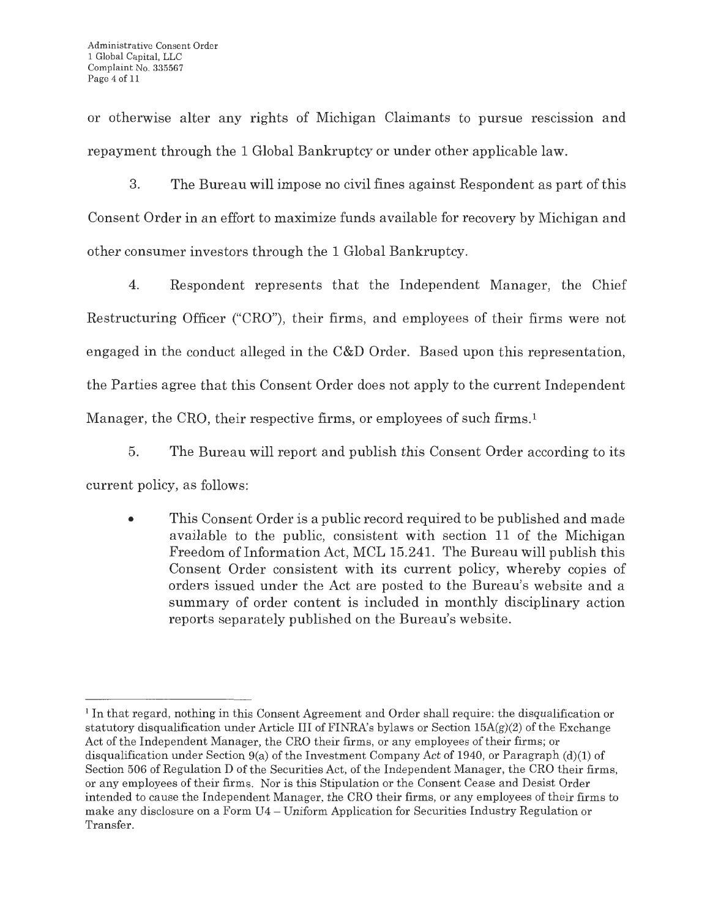or otherwise alter any rights of Michigan Claimants to pursue rescission and repayment through the 1 Global Bankruptcy or under other applicable law.

3. The Bureau will impose no civil fines against Respondent as part of this Consent Order in an effort to maximize funds available for recovery by Michigan and other consumer investors through the 1 Global Bankruptcy.

4. Respondent represents that the Independent Manager, the Chief Restructuring Officer ("CRO"), their firms, and employees of their firms were not engaged in the conduct alleged in the C&D Order. Based upon this representation, the Parties agree that this Consent Order does not apply to the current Independent Manager, the CRO, their respective firms, or employees of such firms.[1]

5. The Bureau will report and publish this Consent Order according to its current policy, as follows:

- This Consent Order is a public record required to be published and made available to the public, consistent with section 11 of the Michigan Freedom of Information Act, MCL 15.241. The Bureau will publish this Consent Order consistent with its current policy, whereby copies of orders issued under the Act are posted to the Bureau's website and a summary of order content is included in monthly disciplinary action reports separately published on the Bureau's website.

---

[1] In that regard, nothing in this Consent Agreement and Order shall require: the disqualification or statutory disqualification under Article III of FINRA's bylaws or Section 15A(g)(2) of the Exchange Act of the Independent Manager, the CRO their firms, or any employees of their firms; or disqualification under Section 9(a) of the Investment Company Act of 1940, or Paragraph (d)(1) of Section 506 of Regulation D of the Securities Act, of the Independent Manager, the CRO their firms, or any employees of their firms. Nor is this Stipulation or the Consent Cease and Desist Order intended to cause the Independent Manager, the CRO their firms, or any employees of their firms to make any disclosure on a Form U4 – Uniform Application for Securities Industry Regulation or Transfer.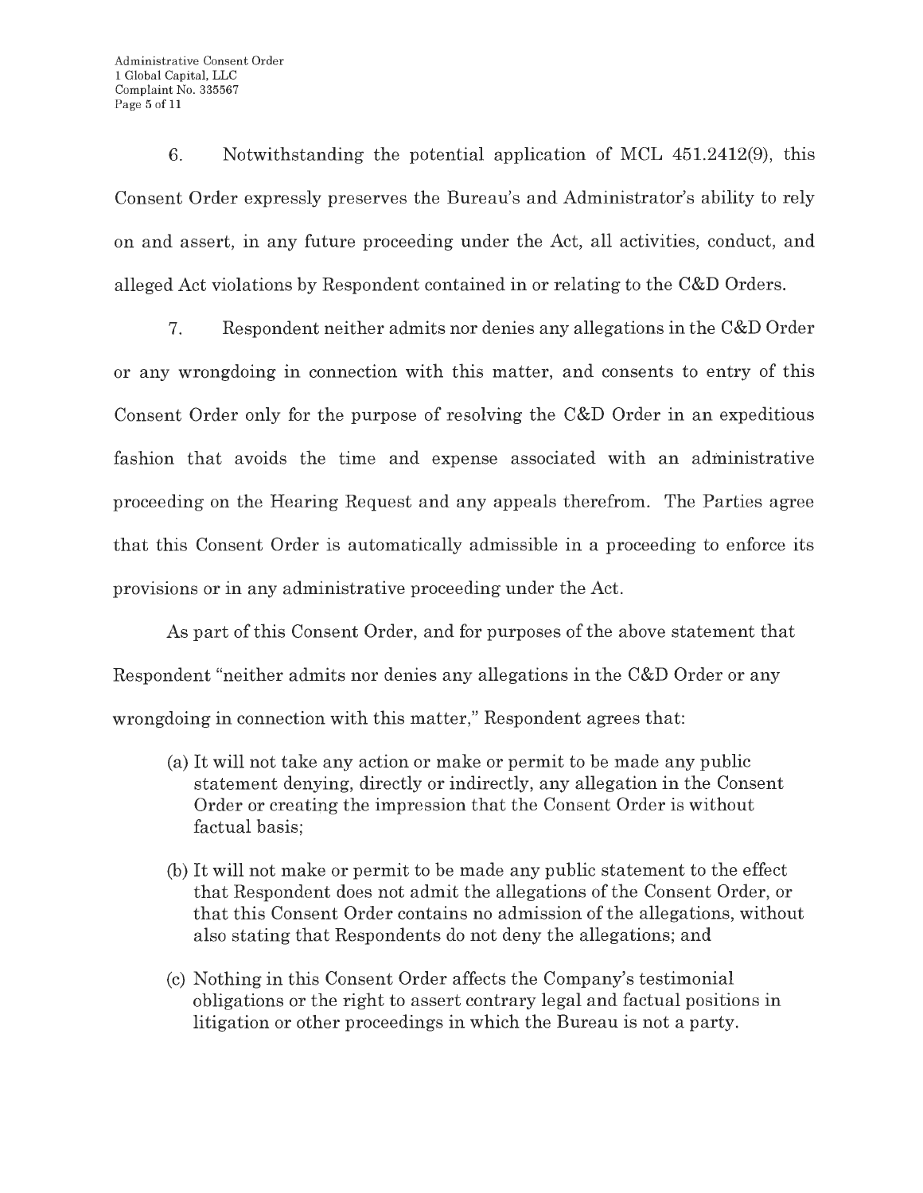6. Notwithstanding the potential application of MCL 451.2412(9), this Consent Order expressly preserves the Bureau's and Administrator's ability to rely on and assert, in any future proceeding under the Act, all activities, conduct, and alleged Act violations by Respondent contained in or relating to the C&D Orders.

7. Respondent neither admits nor denies any allegations in the C&D Order or any wrongdoing in connection with this matter, and consents to entry of this Consent Order only for the purpose of resolving the C&D Order in an expeditious fashion that avoids the time and expense associated with an administrative proceeding on the Hearing Request and any appeals therefrom. The Parties agree that this Consent Order is automatically admissible in a proceeding to enforce its provisions or in any administrative proceeding under the Act.

As part of this Consent Order, and for purposes of the above statement that Respondent "neither admits nor denies any allegations in the C&D Order or any wrongdoing in connection with this matter," Respondent agrees that:

(a) It will not take any action or make or permit to be made any public statement denying, directly or indirectly, any allegation in the Consent Order or creating the impression that the Consent Order is without factual basis;

(b) It will not make or permit to be made any public statement to the effect that Respondent does not admit the allegations of the Consent Order, or that this Consent Order contains no admission of the allegations, without also stating that Respondents do not deny the allegations; and

(c) Nothing in this Consent Order affects the Company's testimonial obligations or the right to assert contrary legal and factual positions in litigation or other proceedings in which the Bureau is not a party.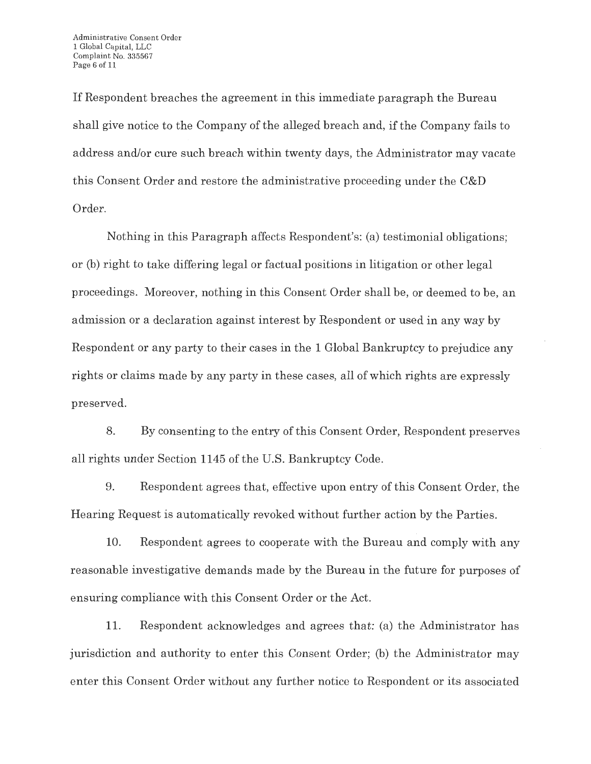If Respondent breaches the agreement in this immediate paragraph the Bureau shall give notice to the Company of the alleged breach and, if the Company fails to address and/or cure such breach within twenty days, the Administrator may vacate this Consent Order and restore the administrative proceeding under the C&D Order.

Nothing in this Paragraph affects Respondent's: (a) testimonial obligations; or (b) right to take differing legal or factual positions in litigation or other legal proceedings. Moreover, nothing in this Consent Order shall be, or deemed to be, an admission or a declaration against interest by Respondent or used in any way by Respondent or any party to their cases in the 1 Global Bankruptcy to prejudice any rights or claims made by any party in these cases, all of which rights are expressly preserved.

8. By consenting to the entry of this Consent Order, Respondent preserves all rights under Section 1145 of the U.S. Bankruptcy Code.

9. Respondent agrees that, effective upon entry of this Consent Order, the Hearing Request is automatically revoked without further action by the Parties.

10. Respondent agrees to cooperate with the Bureau and comply with any reasonable investigative demands made by the Bureau in the future for purposes of ensuring compliance with this Consent Order or the Act.

11. Respondent acknowledges and agrees that: (a) the Administrator has jurisdiction and authority to enter this Consent Order; (b) the Administrator may enter this Consent Order without any further notice to Respondent or its associated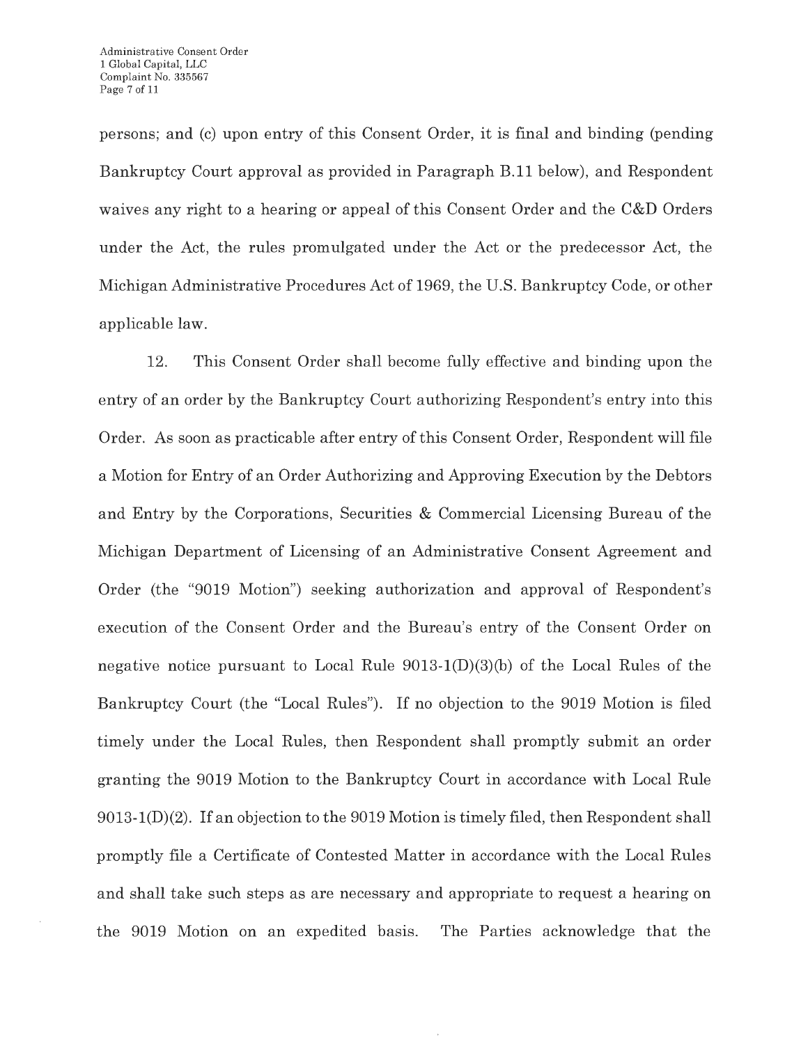persons; and (c) upon entry of this Consent Order, it is final and binding (pending Bankruptcy Court approval as provided in Paragraph B.11 below), and Respondent waives any right to a hearing or appeal of this Consent Order and the C&D Orders under the Act, the rules promulgated under the Act or the predecessor Act, the Michigan Administrative Procedures Act of 1969, the U.S. Bankruptcy Code, or other applicable law.

12. This Consent Order shall become fully effective and binding upon the entry of an order by the Bankruptcy Court authorizing Respondent's entry into this Order. As soon as practicable after entry of this Consent Order, Respondent will file a Motion for Entry of an Order Authorizing and Approving Execution by the Debtors and Entry by the Corporations, Securities & Commercial Licensing Bureau of the Michigan Department of Licensing of an Administrative Consent Agreement and Order (the "9019 Motion") seeking authorization and approval of Respondent's execution of the Consent Order and the Bureau's entry of the Consent Order on negative notice pursuant to Local Rule 9013-1(D)(3)(b) of the Local Rules of the Bankruptcy Court (the "Local Rules"). If no objection to the 9019 Motion is filed timely under the Local Rules, then Respondent shall promptly submit an order granting the 9019 Motion to the Bankruptcy Court in accordance with Local Rule 9013-1(D)(2). If an objection to the 9019 Motion is timely filed, then Respondent shall promptly file a Certificate of Contested Matter in accordance with the Local Rules and shall take such steps as are necessary and appropriate to request a hearing on the 9019 Motion on an expedited basis. The Parties acknowledge that the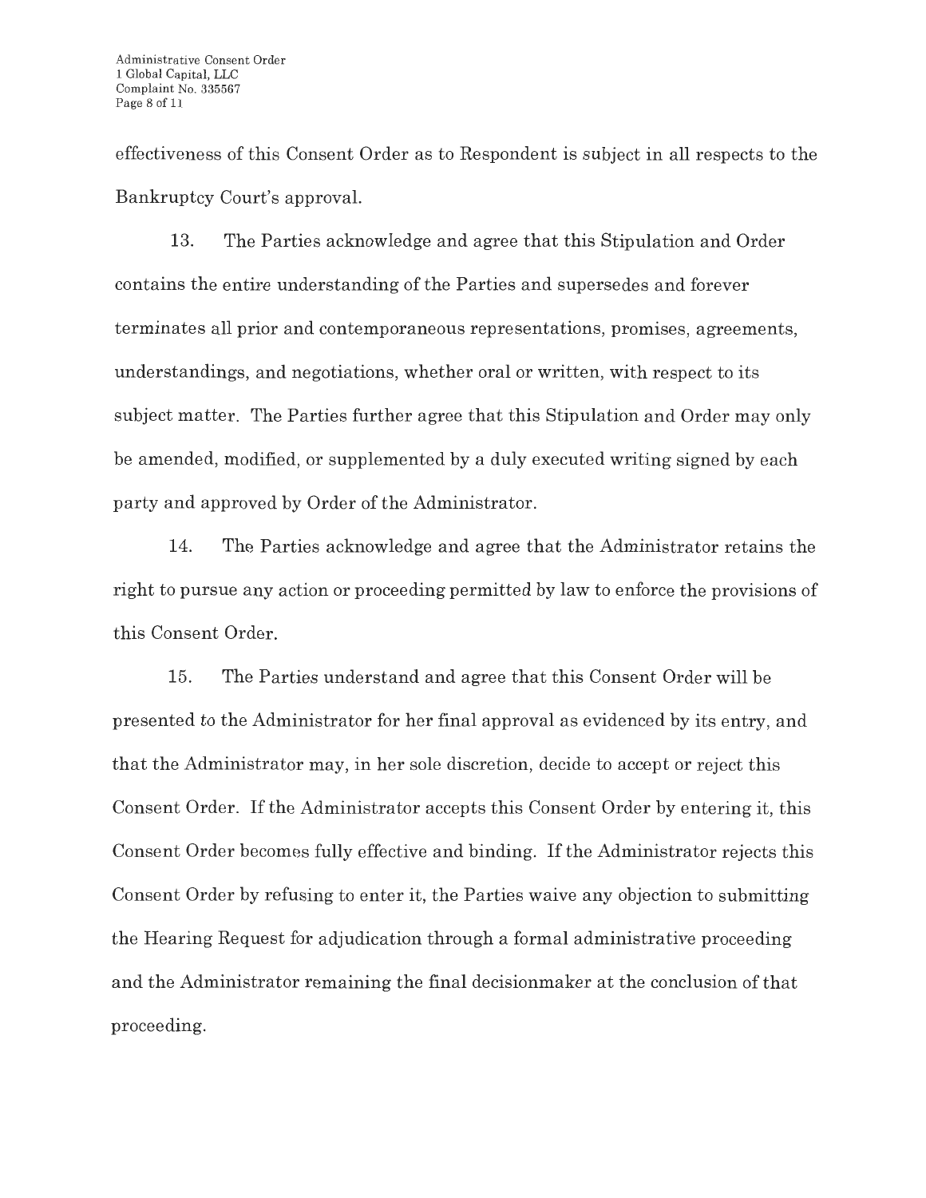effectiveness of this Consent Order as to Respondent is subject in all respects to the Bankruptcy Court's approval.

13. The Parties acknowledge and agree that this Stipulation and Order contains the entire understanding of the Parties and supersedes and forever terminates all prior and contemporaneous representations, promises, agreements, understandings, and negotiations, whether oral or written, with respect to its subject matter. The Parties further agree that this Stipulation and Order may only be amended, modified, or supplemented by a duly executed writing signed by each party and approved by Order of the Administrator.

14. The Parties acknowledge and agree that the Administrator retains the right to pursue any action or proceeding permitted by law to enforce the provisions of this Consent Order.

15. The Parties understand and agree that this Consent Order will be presented to the Administrator for her final approval as evidenced by its entry, and that the Administrator may, in her sole discretion, decide to accept or reject this Consent Order. If the Administrator accepts this Consent Order by entering it, this Consent Order becomes fully effective and binding. If the Administrator rejects this Consent Order by refusing to enter it, the Parties waive any objection to submitting the Hearing Request for adjudication through a formal administrative proceeding and the Administrator remaining the final decisionmaker at the conclusion of that proceeding.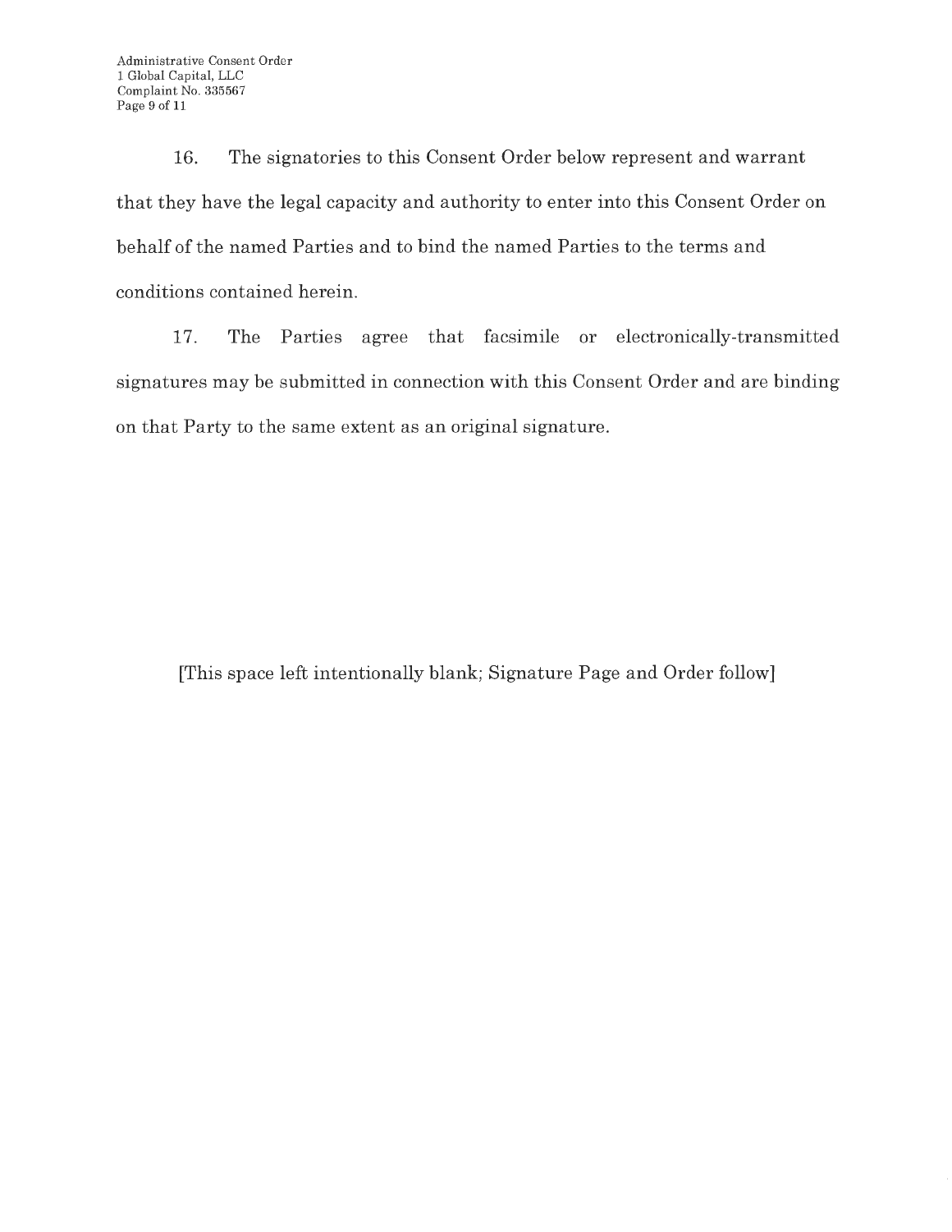16. The signatories to this Consent Order below represent and warrant that they have the legal capacity and authority to enter into this Consent Order on behalf of the named Parties and to bind the named Parties to the terms and conditions contained herein.

17. The Parties agree that facsimile or electronically-transmitted signatures may be submitted in connection with this Consent Order and are binding on that Party to the same extent as an original signature.

[This space left intentionally blank; Signature Page and Order follow]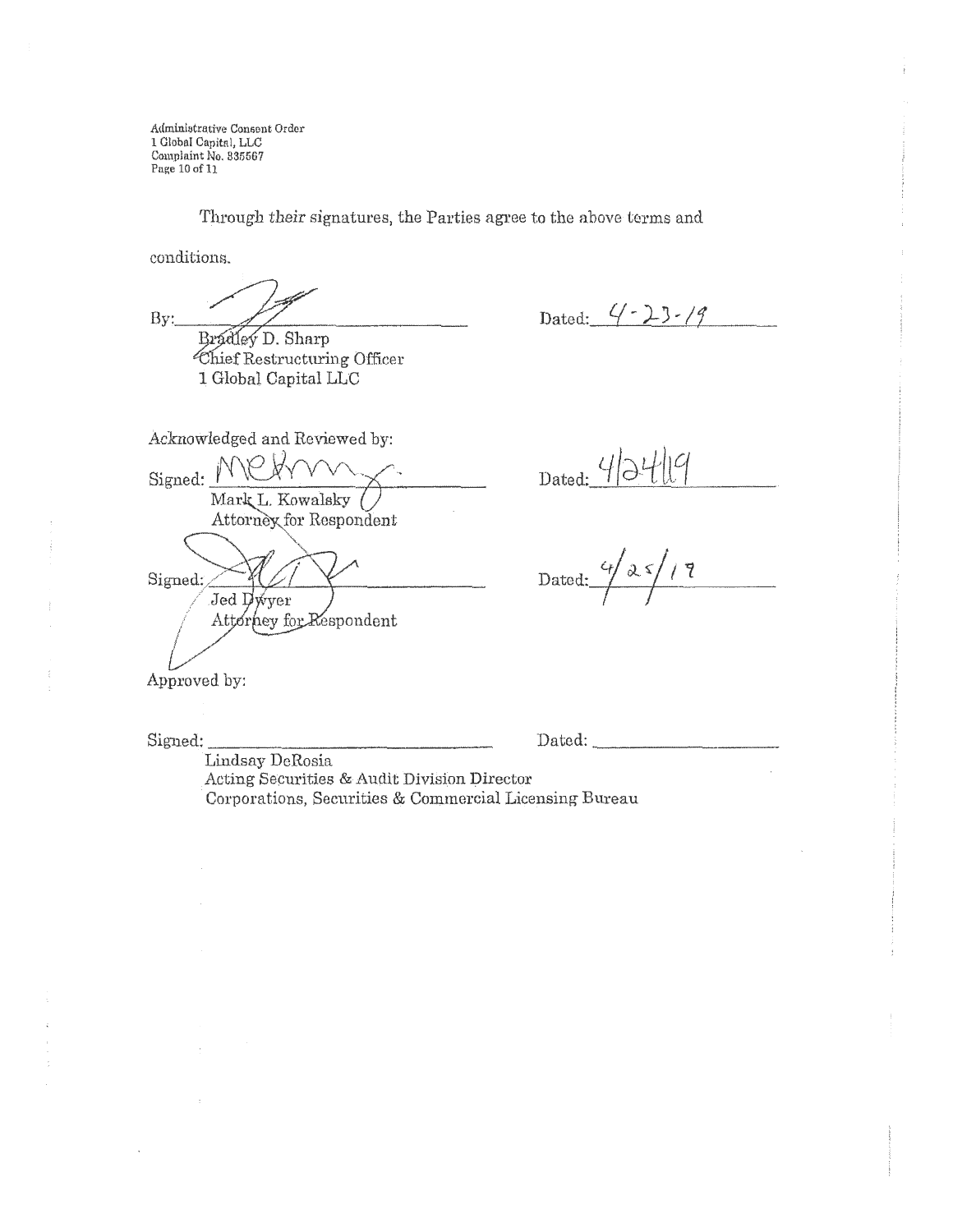Through their signatures, the Parties agree to the above terms and conditions.

By: ______________________________ Dated: 4-23-19

Bradley D. Sharp
Chief Restructuring Officer
1 Global Capital LLC

Acknowledged and Reviewed by:

Signed: ______________________________ Dated: 4/24/19

Mark L. Kowalsky
Attorney for Respondent

Signed: ______________________________ Dated: 4/25/19

Jed Dwyer
Attorney for Respondent

Approved by:

Signed: ______________________________ Dated: ______________________________

Lindsay DeRosia
Acting Securities & Audit Division Director
Corporations, Securities & Commercial Licensing Bureau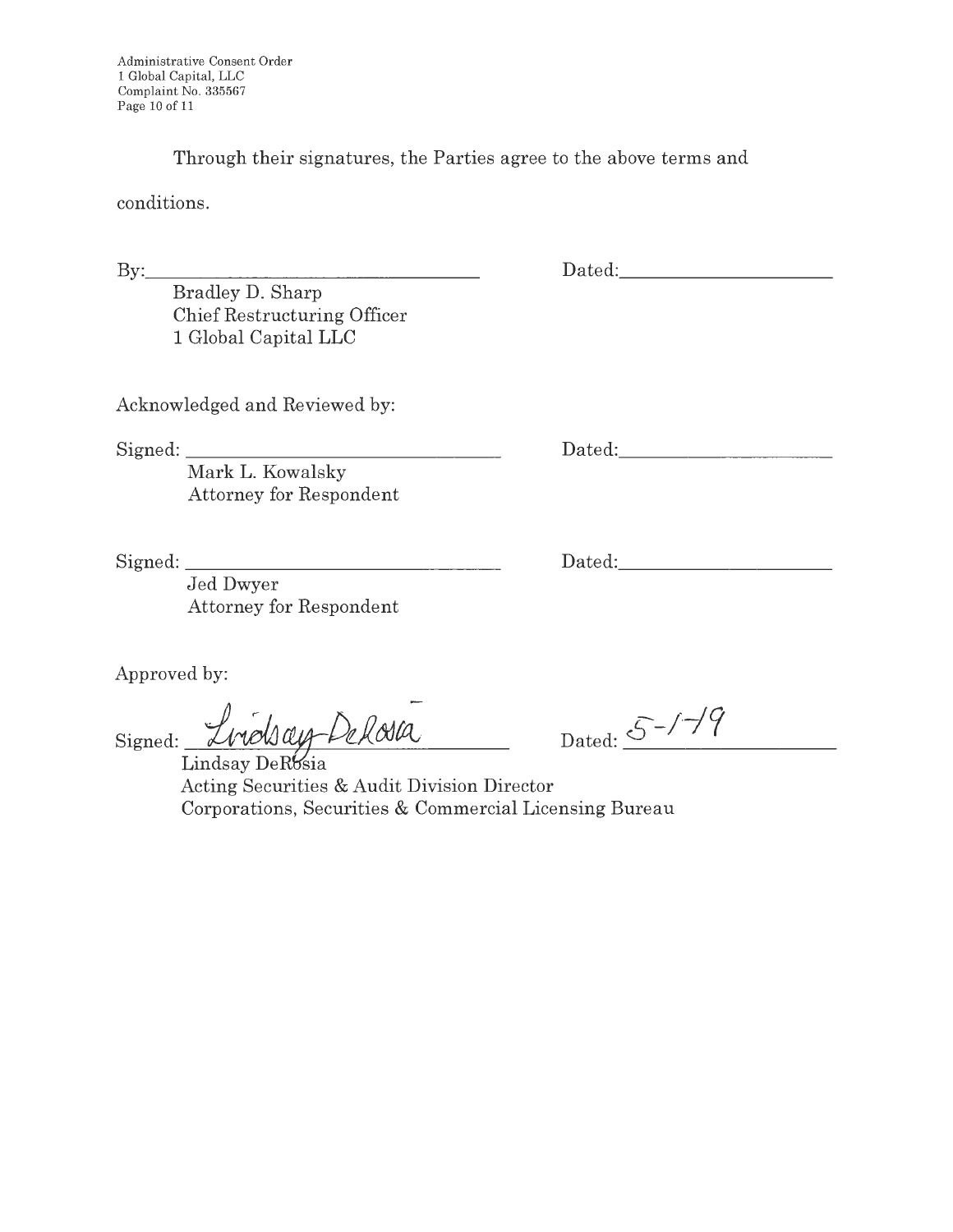Through their signatures, the Parties agree to the above terms and conditions.

By:\_\_\_\_\_\_\_\_\_\_\_\_\_\_\_\_\_\_\_\_\_\_\_\_\_\_\_\_\_\_ Dated:\_\_\_\_\_\_\_\_\_\_\_\_\_\_\_\_\_\_\_\_

Bradley D. Sharp
Chief Restructuring Officer
1 Global Capital LLC

Acknowledged and Reviewed by:

Signed: \_\_\_\_\_\_\_\_\_\_\_\_\_\_\_\_\_\_\_\_\_\_\_\_\_\_\_\_\_\_ Dated:\_\_\_\_\_\_\_\_\_\_\_\_\_\_\_\_\_\_\_\_

Mark L. Kowalsky
Attorney for Respondent

Signed: \_\_\_\_\_\_\_\_\_\_\_\_\_\_\_\_\_\_\_\_\_\_\_\_\_\_\_\_\_\_ Dated:\_\_\_\_\_\_\_\_\_\_\_\_\_\_\_\_\_\_\_\_

Jed Dwyer
Attorney for Respondent

Approved by:

Signed: Lindsay DeRosia Dated: 5-1-19

Lindsay DeRosia
Acting Securities & Audit Division Director
Corporations, Securities & Commercial Licensing Bureau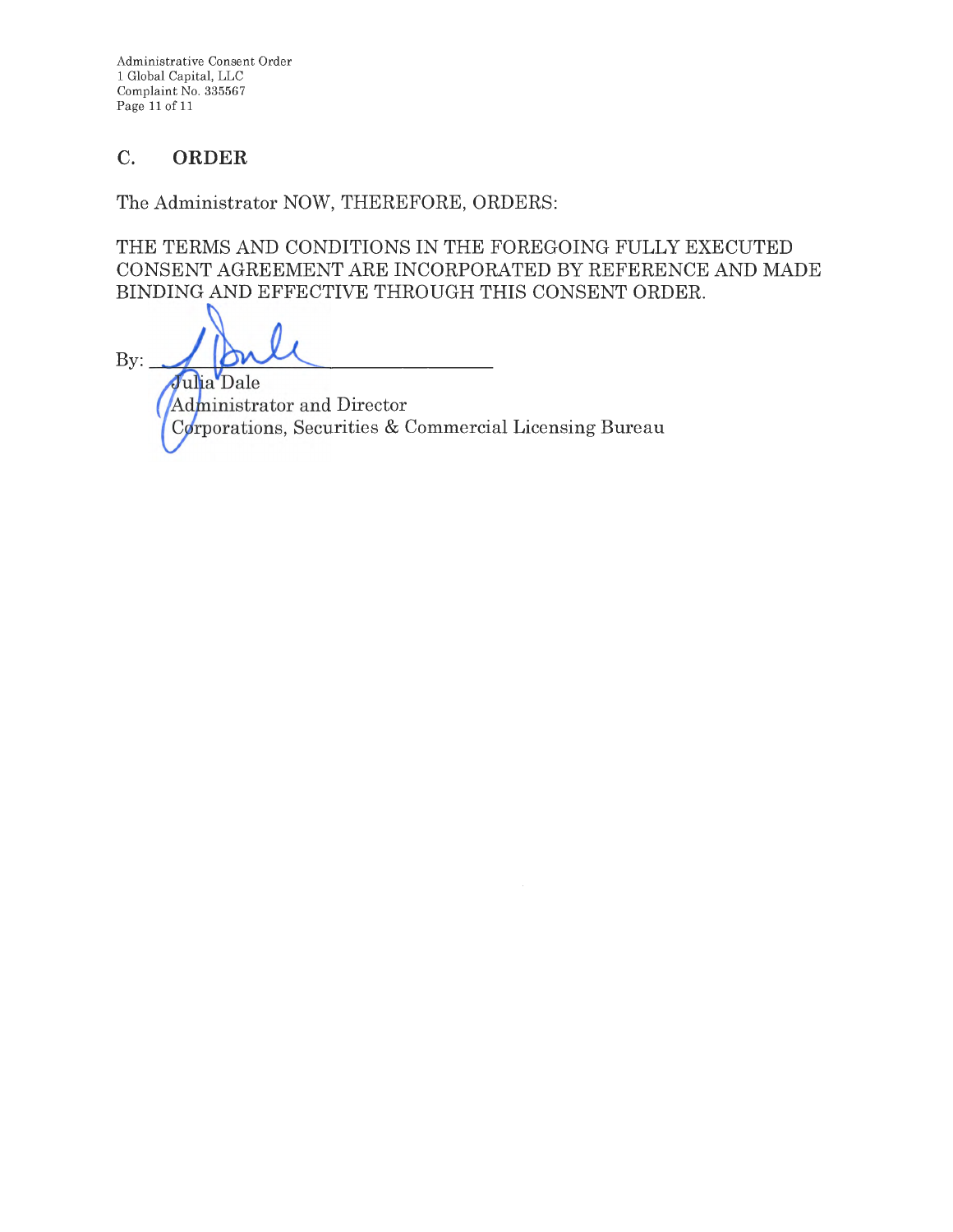## C. ORDER

The Administrator NOW, THEREFORE, ORDERS:

THE TERMS AND CONDITIONS IN THE FOREGOING FULLY EXECUTED CONSENT AGREEMENT ARE INCORPORATED BY REFERENCE AND MADE BINDING AND EFFECTIVE THROUGH THIS CONSENT ORDER.

By: ______________________________

Julia Dale
Administrator and Director
Corporations, Securities & Commercial Licensing Bureau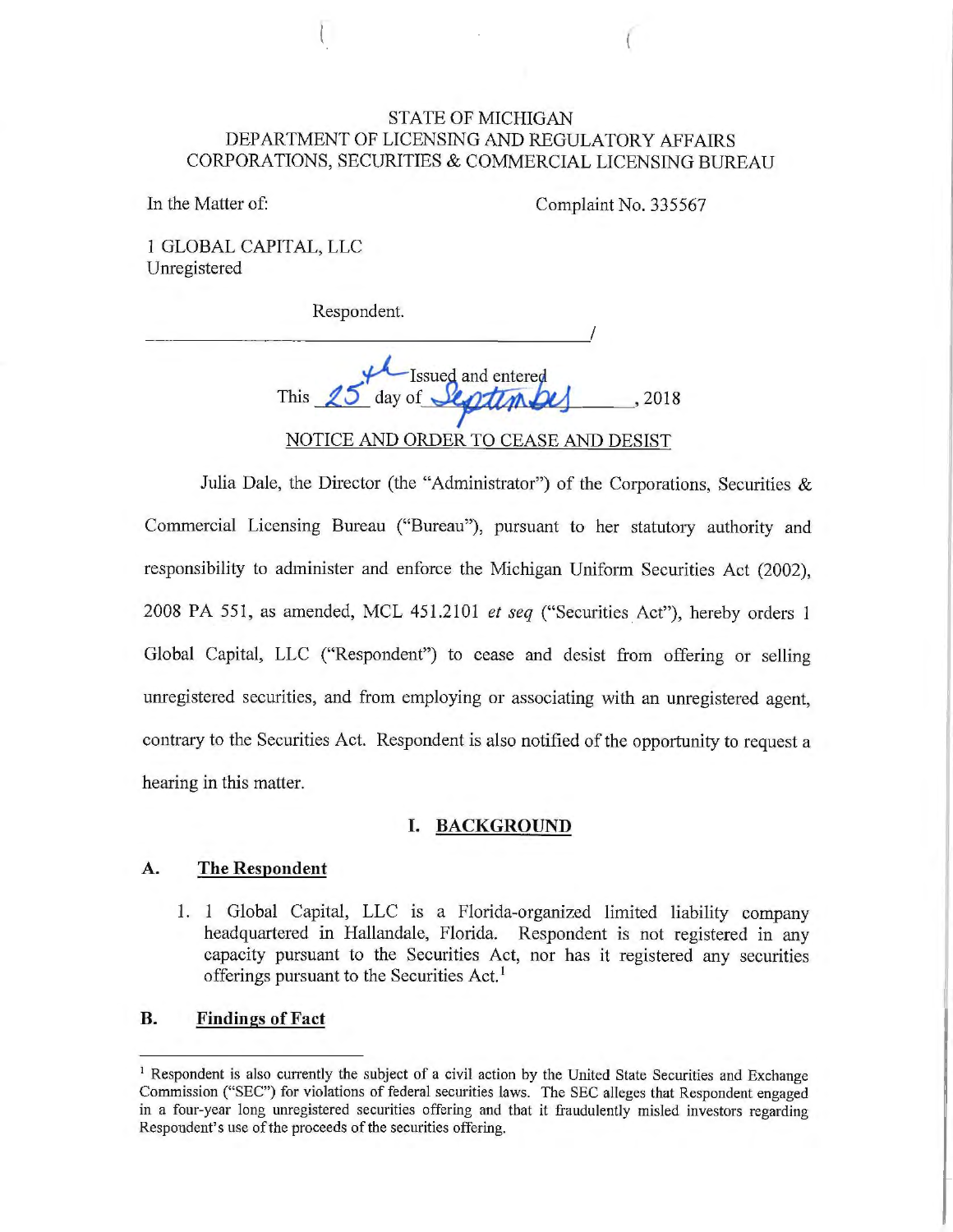STATE OF MICHIGAN
DEPARTMENT OF LICENSING AND REGULATORY AFFAIRS
CORPORATIONS, SECURITIES & COMMERCIAL LICENSING BUREAU

In the Matter of:

Complaint No. 335567

1 GLOBAL CAPITAL, LLC
Unregistered

Respondent.
_____________________________________________/

Issued and entered
This 25th day of September, 2018

NOTICE AND ORDER TO CEASE AND DESIST

Julia Dale, the Director (the "Administrator") of the Corporations, Securities & Commercial Licensing Bureau ("Bureau"), pursuant to her statutory authority and responsibility to administer and enforce the Michigan Uniform Securities Act (2002), 2008 PA 551, as amended, MCL 451.2101 *et seq* ("Securities Act"), hereby orders 1 Global Capital, LLC ("Respondent") to cease and desist from offering or selling unregistered securities, and from employing or associating with an unregistered agent, contrary to the Securities Act. Respondent is also notified of the opportunity to request a hearing in this matter.

## I. BACKGROUND

### A. The Respondent

1. 1 Global Capital, LLC is a Florida-organized limited liability company headquartered in Hallandale, Florida. Respondent is not registered in any capacity pursuant to the Securities Act, nor has it registered any securities offerings pursuant to the Securities Act.[1]

### B. Findings of Fact

[1] Respondent is also currently the subject of a civil action by the United State Securities and Exchange Commission ("SEC") for violations of federal securities laws. The SEC alleges that Respondent engaged in a four-year long unregistered securities offering and that it fraudulently misled investors regarding Respondent's use of the proceeds of the securities offering.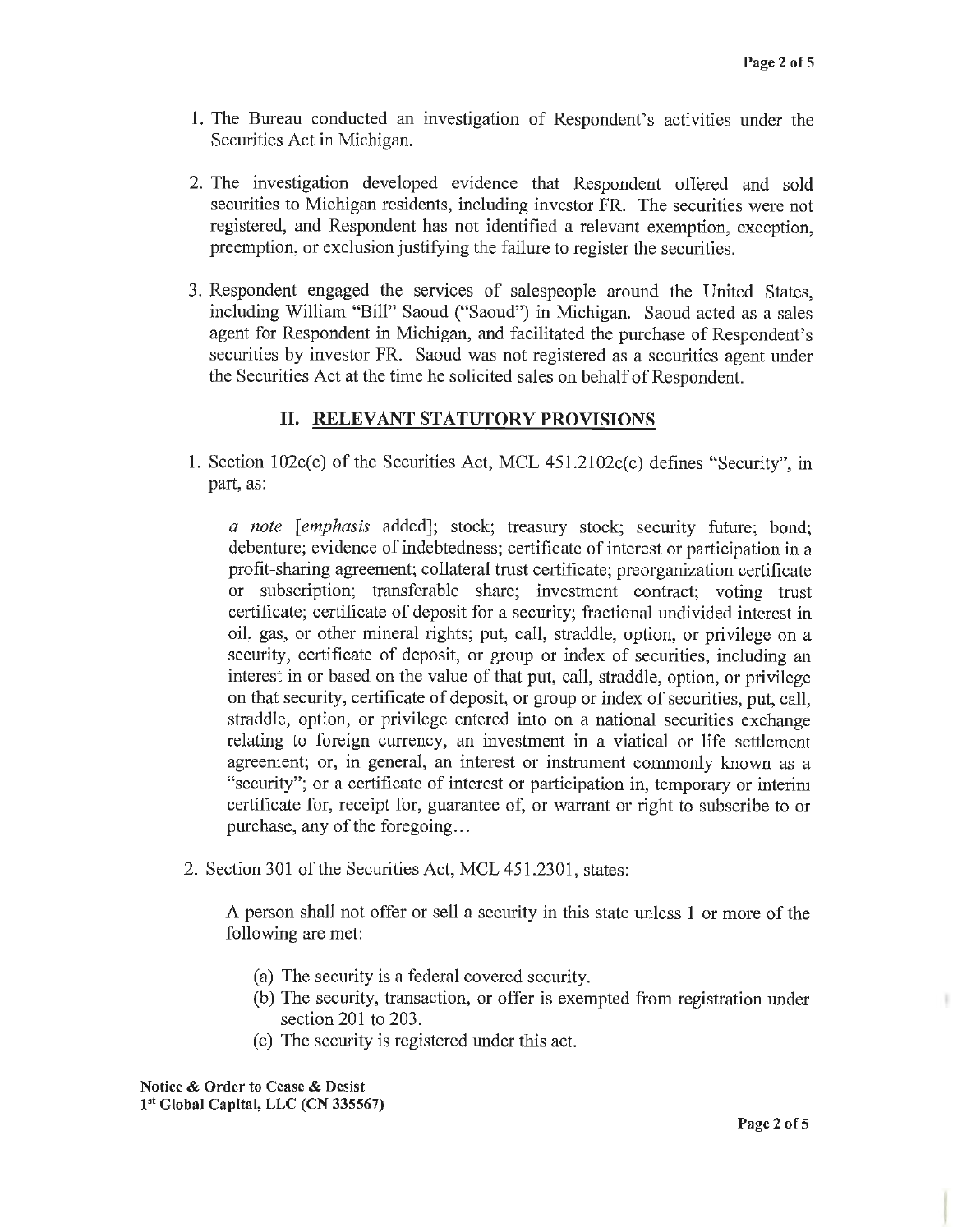1. The Bureau conducted an investigation of Respondent's activities under the Securities Act in Michigan.

2. The investigation developed evidence that Respondent offered and sold securities to Michigan residents, including investor FR. The securities were not registered, and Respondent has not identified a relevant exemption, exception, preemption, or exclusion justifying the failure to register the securities.

3. Respondent engaged the services of salespeople around the United States, including William "Bill" Saoud ("Saoud") in Michigan. Saoud acted as a sales agent for Respondent in Michigan, and facilitated the purchase of Respondent's securities by investor FR. Saoud was not registered as a securities agent under the Securities Act at the time he solicited sales on behalf of Respondent.

## II. RELEVANT STATUTORY PROVISIONS

1. Section 102c(c) of the Securities Act, MCL 451.2102c(c) defines "Security", in part, as:

   *a note* [*emphasis* added]; stock; treasury stock; security future; bond; debenture; evidence of indebtedness; certificate of interest or participation in a profit-sharing agreement; collateral trust certificate; preorganization certificate or subscription; transferable share; investment contract; voting trust certificate; certificate of deposit for a security; fractional undivided interest in oil, gas, or other mineral rights; put, call, straddle, option, or privilege on a security, certificate of deposit, or group or index of securities, including an interest in or based on the value of that put, call, straddle, option, or privilege on that security, certificate of deposit, or group or index of securities, put, call, straddle, option, or privilege entered into on a national securities exchange relating to foreign currency, an investment in a viatical or life settlement agreement; or, in general, an interest or instrument commonly known as a "security"; or a certificate of interest or participation in, temporary or interim certificate for, receipt for, guarantee of, or warrant or right to subscribe to or purchase, any of the foregoing…

2. Section 301 of the Securities Act, MCL 451.2301, states:

   A person shall not offer or sell a security in this state unless 1 or more of the following are met:

   (a) The security is a federal covered security.
   (b) The security, transaction, or offer is exempted from registration under section 201 to 203.
   (c) The security is registered under this act.

**Notice & Order to Cease & Desist**
**1st Global Capital, LLC (CN 335567)**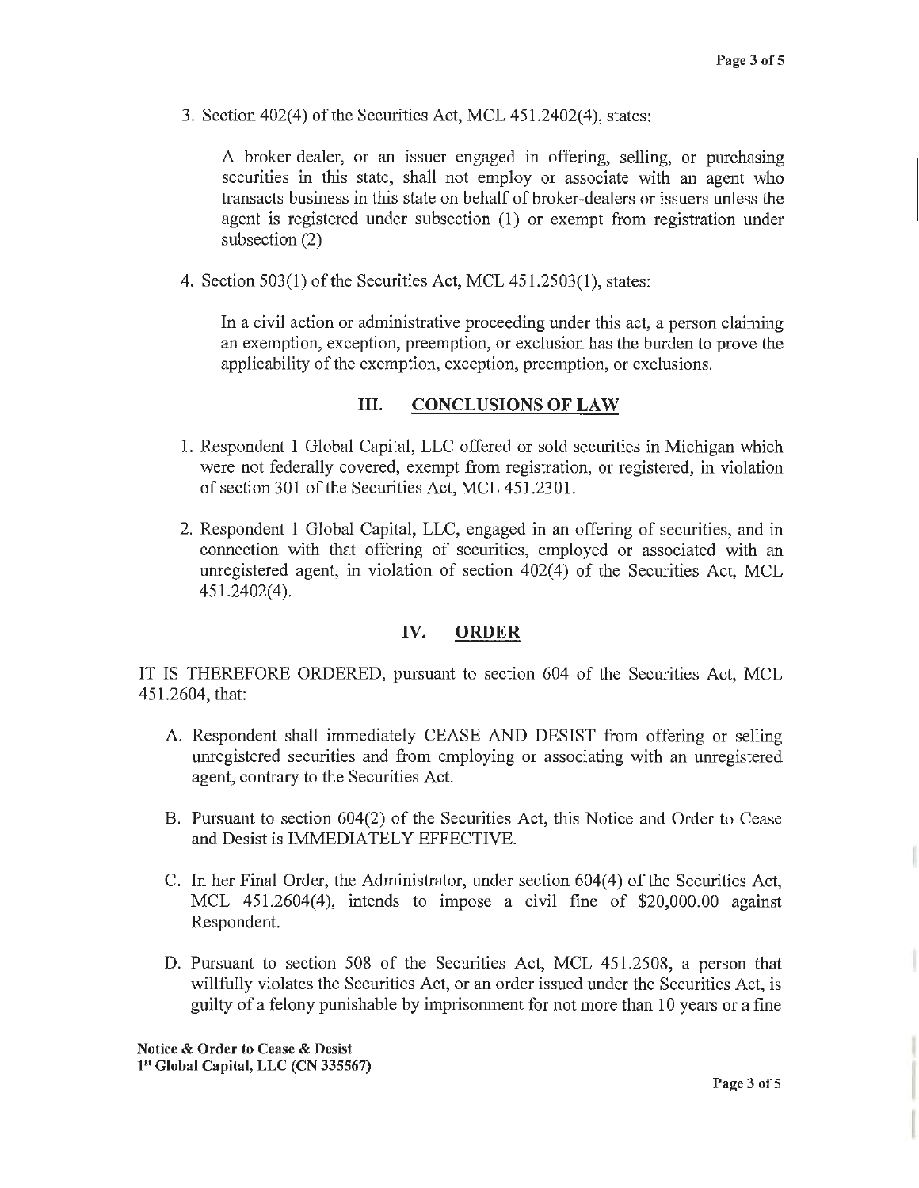3. Section 402(4) of the Securities Act, MCL 451.2402(4), states:

   > A broker-dealer, or an issuer engaged in offering, selling, or purchasing securities in this state, shall not employ or associate with an agent who transacts business in this state on behalf of broker-dealers or issuers unless the agent is registered under subsection (1) or exempt from registration under subsection (2)

4. Section 503(1) of the Securities Act, MCL 451.2503(1), states:

   > In a civil action or administrative proceeding under this act, a person claiming an exemption, exception, preemption, or exclusion has the burden to prove the applicability of the exemption, exception, preemption, or exclusions.

## III. CONCLUSIONS OF LAW

1. Respondent 1 Global Capital, LLC offered or sold securities in Michigan which were not federally covered, exempt from registration, or registered, in violation of section 301 of the Securities Act, MCL 451.2301.

2. Respondent 1 Global Capital, LLC, engaged in an offering of securities, and in connection with that offering of securities, employed or associated with an unregistered agent, in violation of section 402(4) of the Securities Act, MCL 451.2402(4).

## IV. ORDER

IT IS THEREFORE ORDERED, pursuant to section 604 of the Securities Act, MCL 451.2604, that:

A. Respondent shall immediately CEASE AND DESIST from offering or selling unregistered securities and from employing or associating with an unregistered agent, contrary to the Securities Act.

B. Pursuant to section 604(2) of the Securities Act, this Notice and Order to Cease and Desist is IMMEDIATELY EFFECTIVE.

C. In her Final Order, the Administrator, under section 604(4) of the Securities Act, MCL 451.2604(4), intends to impose a civil fine of $20,000.00 against Respondent.

D. Pursuant to section 508 of the Securities Act, MCL 451.2508, a person that willfully violates the Securities Act, or an order issued under the Securities Act, is guilty of a felony punishable by imprisonment for not more than 10 years or a fine

**Notice & Order to Cease & Desist**
**1st Global Capital, LLC (CN 335567)**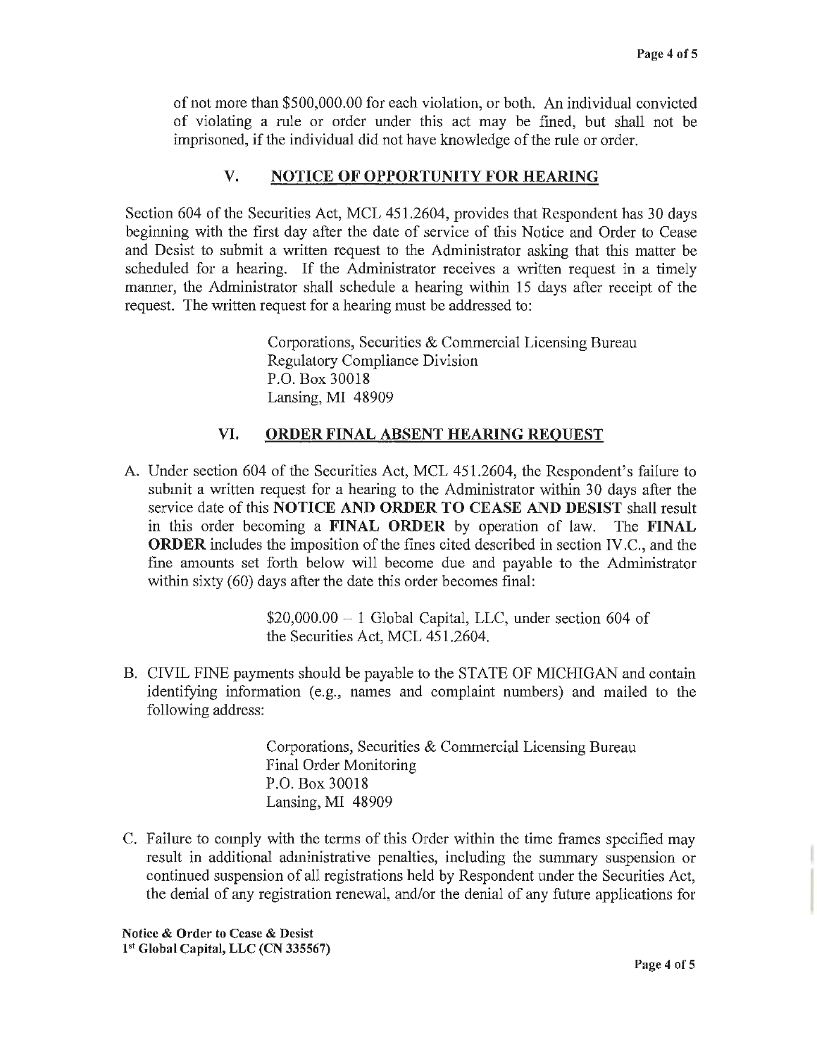of not more than $500,000.00 for each violation, or both. An individual convicted of violating a rule or order under this act may be fined, but shall not be imprisoned, if the individual did not have knowledge of the rule or order.

## V. NOTICE OF OPPORTUNITY FOR HEARING

Section 604 of the Securities Act, MCL 451.2604, provides that Respondent has 30 days beginning with the first day after the date of service of this Notice and Order to Cease and Desist to submit a written request to the Administrator asking that this matter be scheduled for a hearing. If the Administrator receives a written request in a timely manner, the Administrator shall schedule a hearing within 15 days after receipt of the request. The written request for a hearing must be addressed to:

> Corporations, Securities & Commercial Licensing Bureau
> Regulatory Compliance Division
> P.O. Box 30018
> Lansing, MI 48909

## VI. ORDER FINAL ABSENT HEARING REQUEST

A. Under section 604 of the Securities Act, MCL 451.2604, the Respondent's failure to submit a written request for a hearing to the Administrator within 30 days after the service date of this **NOTICE AND ORDER TO CEASE AND DESIST** shall result in this order becoming a **FINAL ORDER** by operation of law. The **FINAL ORDER** includes the imposition of the fines cited described in section IV.C., and the fine amounts set forth below will become due and payable to the Administrator within sixty (60) days after the date this order becomes final:

> $20,000.00 – 1 Global Capital, LLC, under section 604 of the Securities Act, MCL 451.2604.

B. CIVIL FINE payments should be payable to the STATE OF MICHIGAN and contain identifying information (e.g., names and complaint numbers) and mailed to the following address:

> Corporations, Securities & Commercial Licensing Bureau
> Final Order Monitoring
> P.O. Box 30018
> Lansing, MI 48909

C. Failure to comply with the terms of this Order within the time frames specified may result in additional administrative penalties, including the summary suspension or continued suspension of all registrations held by Respondent under the Securities Act, the denial of any registration renewal, and/or the denial of any future applications for

**Notice & Order to Cease & Desist**
**1st Global Capital, LLC (CN 335567)**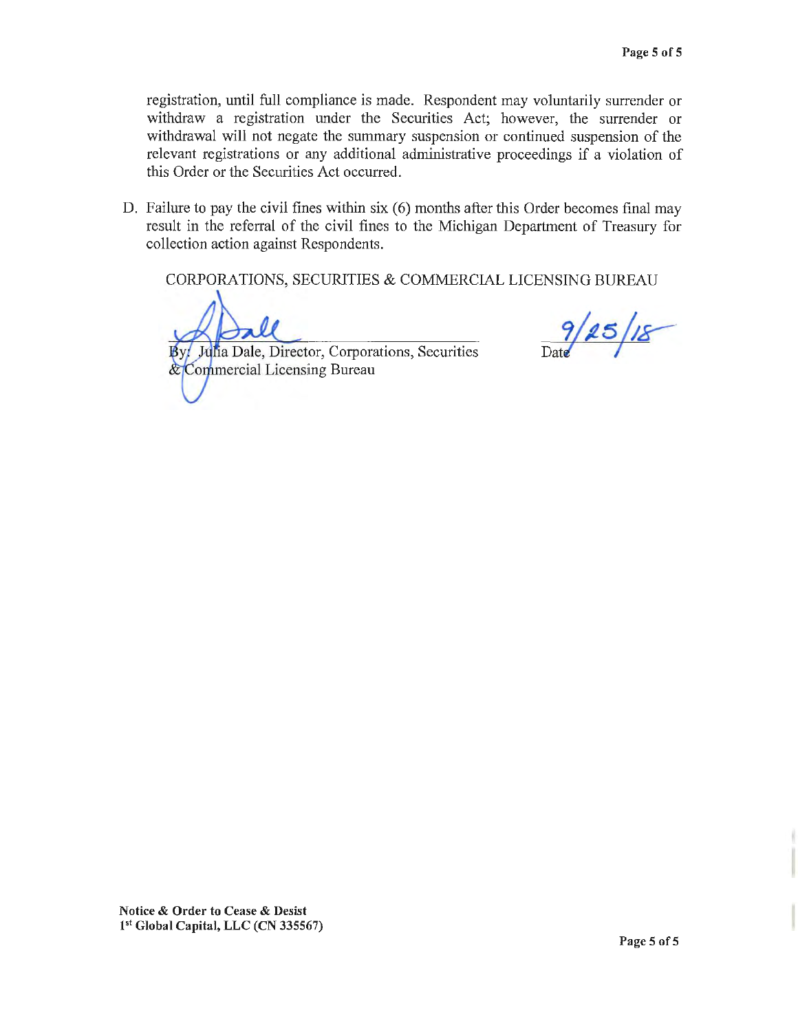registration, until full compliance is made. Respondent may voluntarily surrender or withdraw a registration under the Securities Act; however, the surrender or withdrawal will not negate the summary suspension or continued suspension of the relevant registrations or any additional administrative proceedings if a violation of this Order or the Securities Act occurred.

D. Failure to pay the civil fines within six (6) months after this Order becomes final may result in the referral of the civil fines to the Michigan Department of Treasury for collection action against Respondents.

CORPORATIONS, SECURITIES & COMMERCIAL LICENSING BUREAU

By: Julia Dale, Director, Corporations, Securities & Commercial Licensing Bureau

9/25/18
Date

**Notice & Order to Cease & Desist**
**1st Global Capital, LLC (CN 335567)**